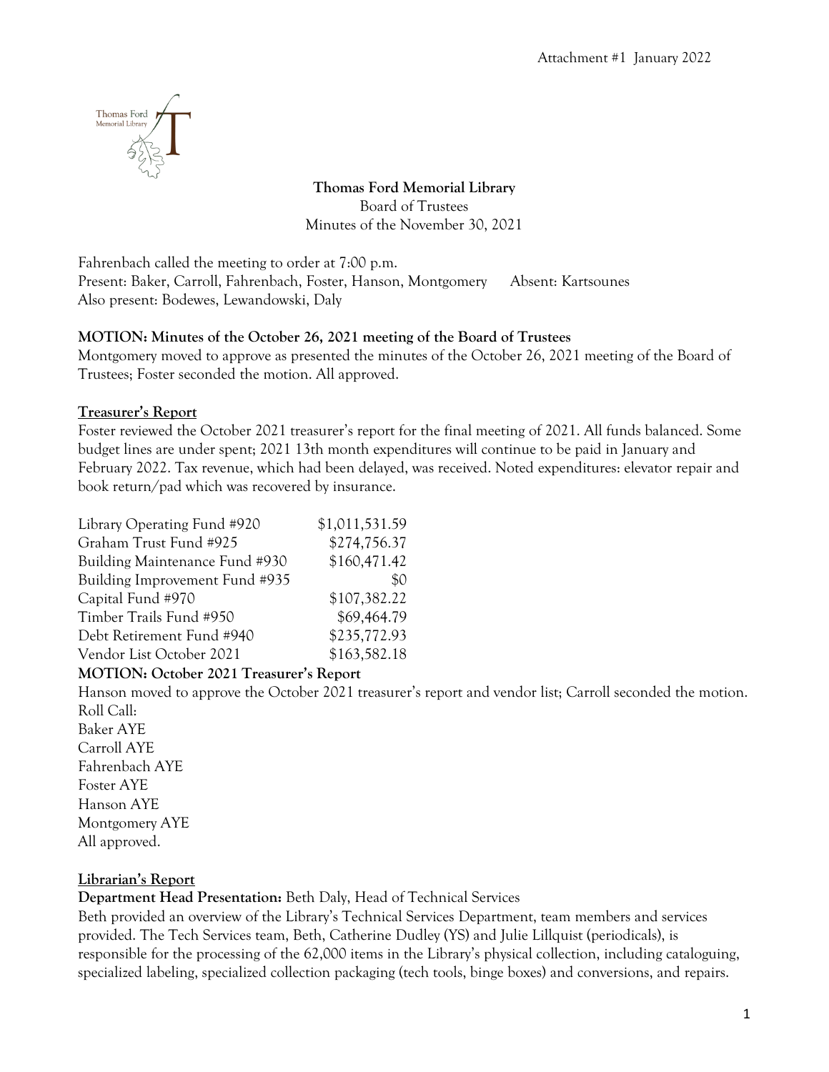Attachment #1 January 2022

**Thomas Ford Memorial Library**
Board of Trustees
Minutes of the November 30, 2021

Fahrenbach called the meeting to order at 7:00 p.m.
Present: Baker, Carroll, Fahrenbach, Foster, Hanson, Montgomery Absent: Kartsounes
Also present: Bodewes, Lewandowski, Daly

**MOTION: Minutes of the October 26, 2021 meeting of the Board of Trustees**
Montgomery moved to approve as presented the minutes of the October 26, 2021 meeting of the Board of Trustees; Foster seconded the motion. All approved.

**Treasurer's Report**
Foster reviewed the October 2021 treasurer's report for the final meeting of 2021. All funds balanced. Some budget lines are under spent; 2021 13th month expenditures will continue to be paid in January and February 2022. Tax revenue, which had been delayed, was received. Noted expenditures: elevator repair and book return/pad which was recovered by insurance.

| | |
|---|---|
| Library Operating Fund #920 | $1,011,531.59 |
| Graham Trust Fund #925 | $274,756.37 |
| Building Maintenance Fund #930 | $160,471.42 |
| Building Improvement Fund #935 | $0 |
| Capital Fund #970 | $107,382.22 |
| Timber Trails Fund #950 | $69,464.79 |
| Debt Retirement Fund #940 | $235,772.93 |
| Vendor List October 2021 | $163,582.18 |

**MOTION: October 2021 Treasurer's Report**
Hanson moved to approve the October 2021 treasurer's report and vendor list; Carroll seconded the motion.
Roll Call:
Baker AYE
Carroll AYE
Fahrenbach AYE
Foster AYE
Hanson AYE
Montgomery AYE
All approved.

**Librarian's Report**
**Department Head Presentation:** Beth Daly, Head of Technical Services
Beth provided an overview of the Library's Technical Services Department, team members and services provided. The Tech Services team, Beth, Catherine Dudley (YS) and Julie Lillquist (periodicals), is responsible for the processing of the 62,000 items in the Library's physical collection, including cataloguing, specialized labeling, specialized collection packaging (tech tools, binge boxes) and conversions, and repairs.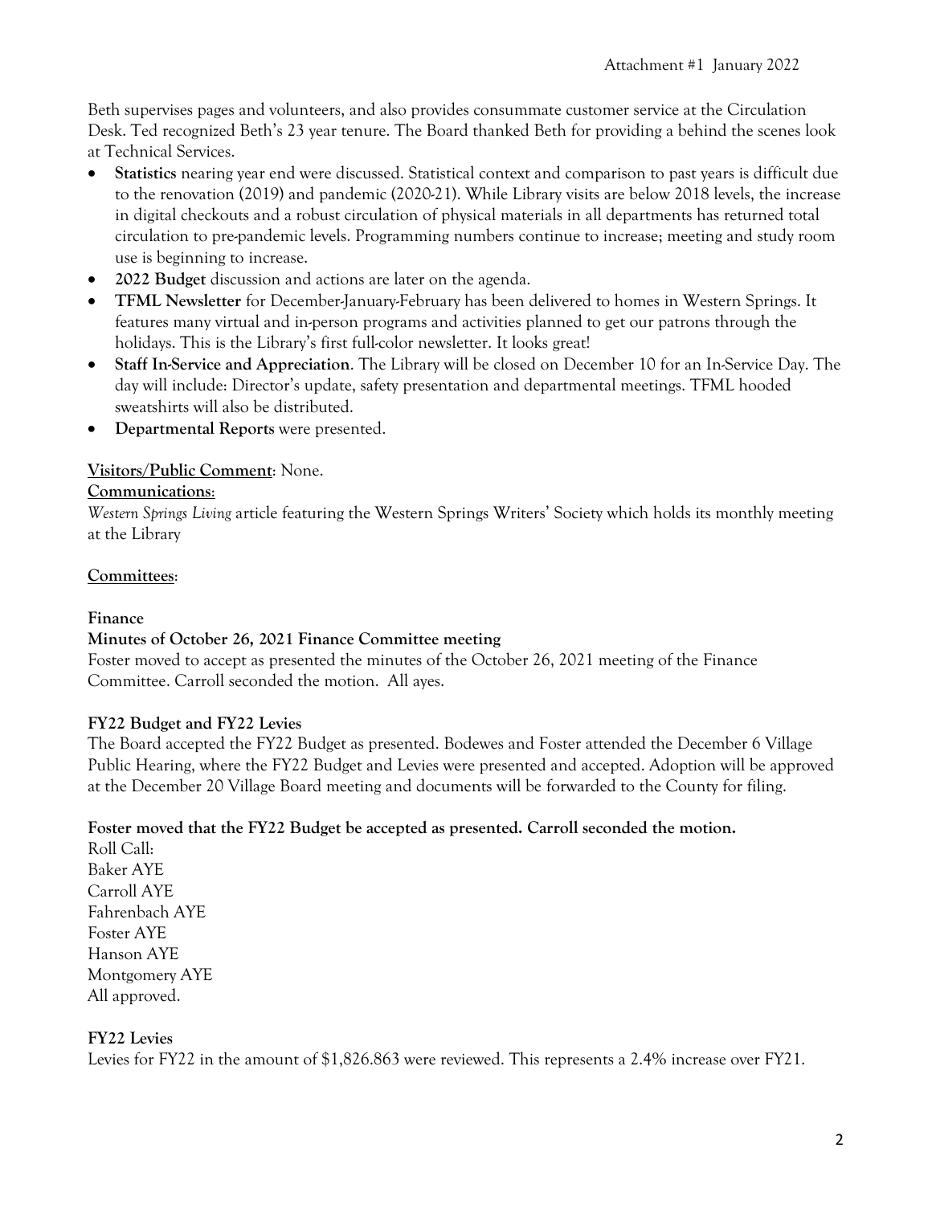Beth supervises pages and volunteers, and also provides consummate customer service at the Circulation Desk. Ted recognized Beth's 23 year tenure. The Board thanked Beth for providing a behind the scenes look at Technical Services.

- **Statistics** nearing year end were discussed. Statistical context and comparison to past years is difficult due to the renovation (2019) and pandemic (2020-21). While Library visits are below 2018 levels, the increase in digital checkouts and a robust circulation of physical materials in all departments has returned total circulation to pre-pandemic levels. Programming numbers continue to increase; meeting and study room use is beginning to increase.
- **2022 Budget** discussion and actions are later on the agenda.
- **TFML Newsletter** for December-January-February has been delivered to homes in Western Springs. It features many virtual and in-person programs and activities planned to get our patrons through the holidays. This is the Library's first full-color newsletter. It looks great!
- **Staff In-Service and Appreciation**. The Library will be closed on December 10 for an In-Service Day. The day will include: Director's update, safety presentation and departmental meetings. TFML hooded sweatshirts will also be distributed.
- **Departmental Reports** were presented.

**Visitors/Public Comment**: None.

**Communications**:

*Western Springs Living* article featuring the Western Springs Writers' Society which holds its monthly meeting at the Library

**Committees**:

**Finance**

**Minutes of October 26, 2021 Finance Committee meeting**

Foster moved to accept as presented the minutes of the October 26, 2021 meeting of the Finance Committee. Carroll seconded the motion. All ayes.

**FY22 Budget and FY22 Levies**

The Board accepted the FY22 Budget as presented. Bodewes and Foster attended the December 6 Village Public Hearing, where the FY22 Budget and Levies were presented and accepted. Adoption will be approved at the December 20 Village Board meeting and documents will be forwarded to the County for filing.

**Foster moved that the FY22 Budget be accepted as presented. Carroll seconded the motion.**

Roll Call:
Baker AYE
Carroll AYE
Fahrenbach AYE
Foster AYE
Hanson AYE
Montgomery AYE
All approved.

**FY22 Levies**

Levies for FY22 in the amount of $1,826.863 were reviewed. This represents a 2.4% increase over FY21.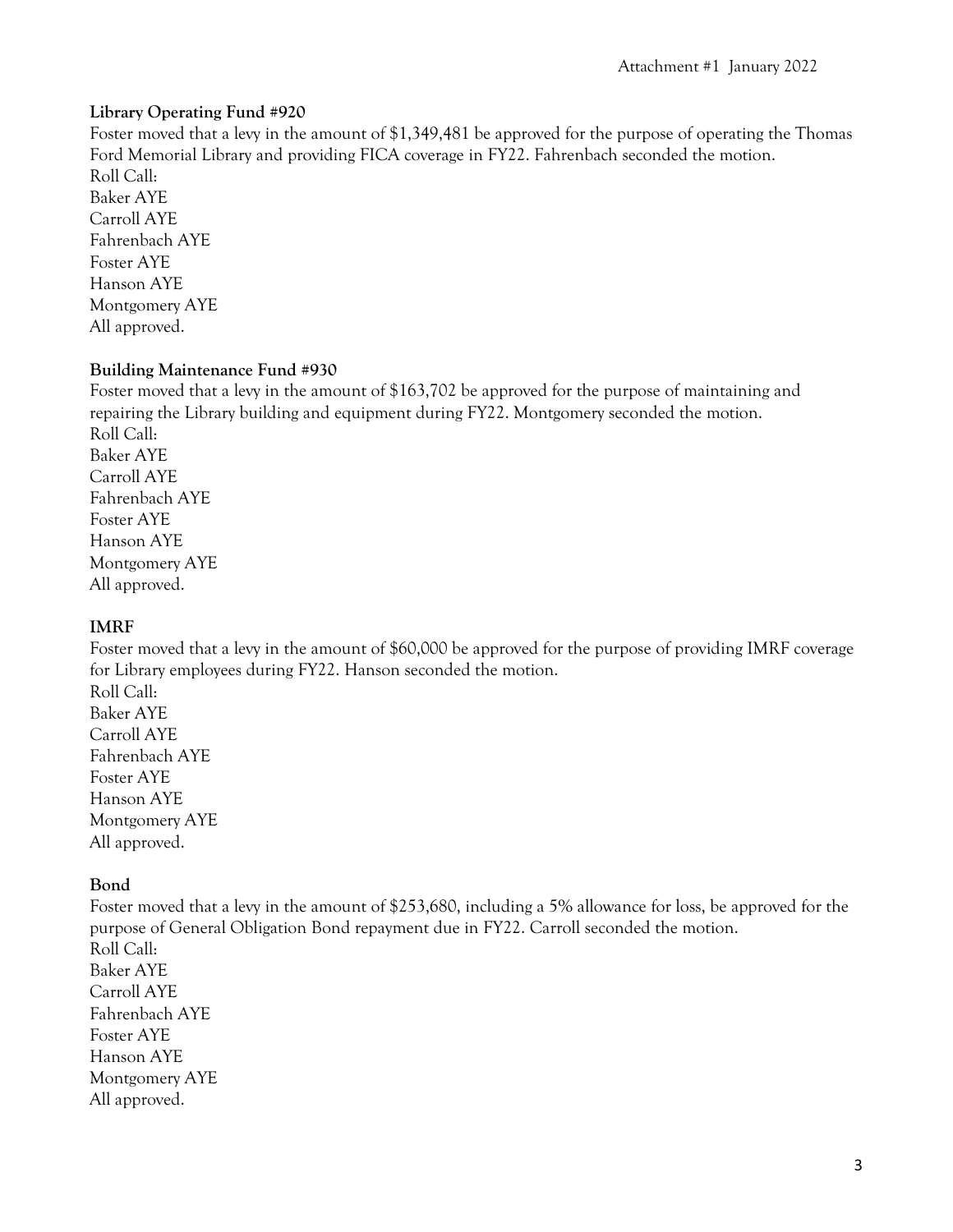Attachment #1 January 2022

**Library Operating Fund #920**

Foster moved that a levy in the amount of $1,349,481 be approved for the purpose of operating the Thomas Ford Memorial Library and providing FICA coverage in FY22. Fahrenbach seconded the motion.

Roll Call:
Baker AYE
Carroll AYE
Fahrenbach AYE
Foster AYE
Hanson AYE
Montgomery AYE
All approved.

**Building Maintenance Fund #930**

Foster moved that a levy in the amount of $163,702 be approved for the purpose of maintaining and repairing the Library building and equipment during FY22. Montgomery seconded the motion.

Roll Call:
Baker AYE
Carroll AYE
Fahrenbach AYE
Foster AYE
Hanson AYE
Montgomery AYE
All approved.

**IMRF**

Foster moved that a levy in the amount of $60,000 be approved for the purpose of providing IMRF coverage for Library employees during FY22. Hanson seconded the motion.

Roll Call:
Baker AYE
Carroll AYE
Fahrenbach AYE
Foster AYE
Hanson AYE
Montgomery AYE
All approved.

**Bond**

Foster moved that a levy in the amount of $253,680, including a 5% allowance for loss, be approved for the purpose of General Obligation Bond repayment due in FY22. Carroll seconded the motion.

Roll Call:
Baker AYE
Carroll AYE
Fahrenbach AYE
Foster AYE
Hanson AYE
Montgomery AYE
All approved.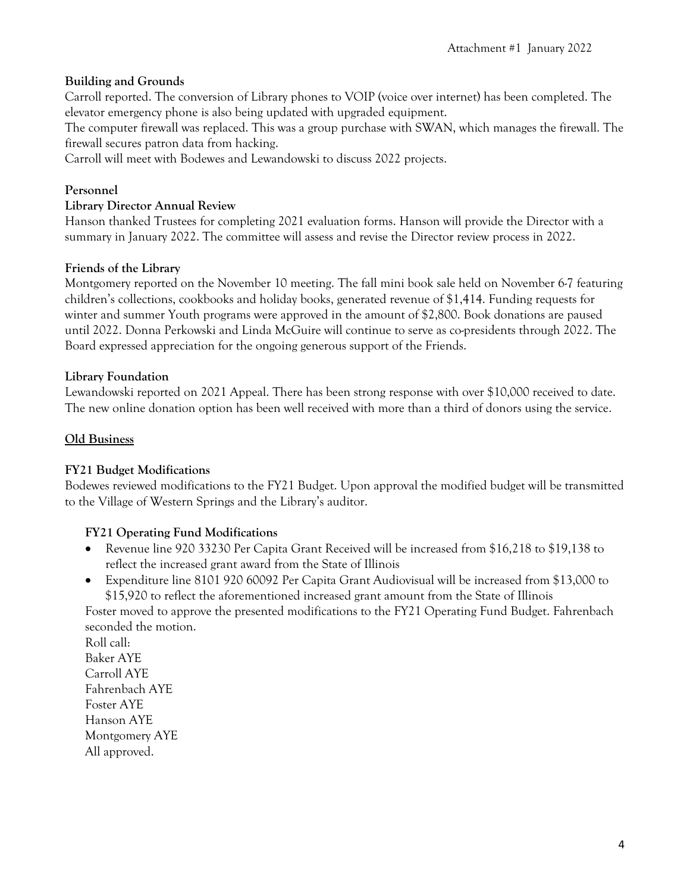Attachment #1 January 2022

**Building and Grounds**

Carroll reported. The conversion of Library phones to VOIP (voice over internet) has been completed. The elevator emergency phone is also being updated with upgraded equipment.

The computer firewall was replaced. This was a group purchase with SWAN, which manages the firewall. The firewall secures patron data from hacking.

Carroll will meet with Bodewes and Lewandowski to discuss 2022 projects.

**Personnel**

**Library Director Annual Review**

Hanson thanked Trustees for completing 2021 evaluation forms. Hanson will provide the Director with a summary in January 2022. The committee will assess and revise the Director review process in 2022.

**Friends of the Library**

Montgomery reported on the November 10 meeting. The fall mini book sale held on November 6-7 featuring children's collections, cookbooks and holiday books, generated revenue of $1,414. Funding requests for winter and summer Youth programs were approved in the amount of $2,800. Book donations are paused until 2022. Donna Perkowski and Linda McGuire will continue to serve as co-presidents through 2022. The Board expressed appreciation for the ongoing generous support of the Friends.

**Library Foundation**

Lewandowski reported on 2021 Appeal. There has been strong response with over $10,000 received to date. The new online donation option has been well received with more than a third of donors using the service.

## Old Business

**FY21 Budget Modifications**

Bodewes reviewed modifications to the FY21 Budget. Upon approval the modified budget will be transmitted to the Village of Western Springs and the Library's auditor.

**FY21 Operating Fund Modifications**

- Revenue line 920 33230 Per Capita Grant Received will be increased from $16,218 to $19,138 to reflect the increased grant award from the State of Illinois
- Expenditure line 8101 920 60092 Per Capita Grant Audiovisual will be increased from $13,000 to $15,920 to reflect the aforementioned increased grant amount from the State of Illinois

Foster moved to approve the presented modifications to the FY21 Operating Fund Budget. Fahrenbach seconded the motion.

Roll call:
Baker AYE
Carroll AYE
Fahrenbach AYE
Foster AYE
Hanson AYE
Montgomery AYE
All approved.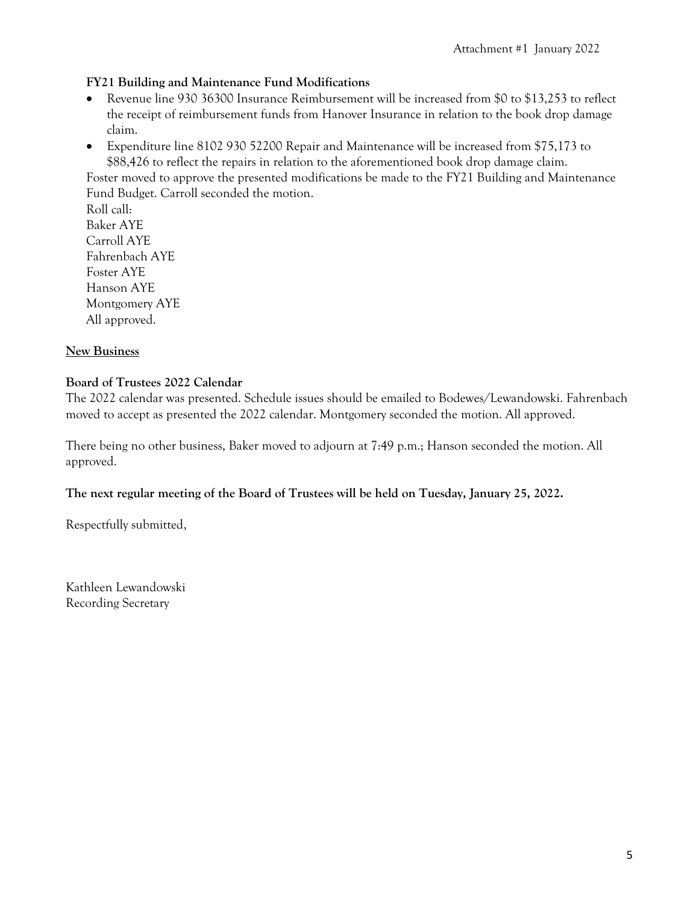**FY21 Building and Maintenance Fund Modifications**

- Revenue line 930 36300 Insurance Reimbursement will be increased from $0 to $13,253 to reflect the receipt of reimbursement funds from Hanover Insurance in relation to the book drop damage claim.
- Expenditure line 8102 930 52200 Repair and Maintenance will be increased from $75,173 to $88,426 to reflect the repairs in relation to the aforementioned book drop damage claim.

Foster moved to approve the presented modifications be made to the FY21 Building and Maintenance Fund Budget. Carroll seconded the motion.

Roll call:
Baker AYE
Carroll AYE
Fahrenbach AYE
Foster AYE
Hanson AYE
Montgomery AYE
All approved.

**<u>New Business</u>**

**Board of Trustees 2022 Calendar**

The 2022 calendar was presented. Schedule issues should be emailed to Bodewes/Lewandowski. Fahrenbach moved to accept as presented the 2022 calendar. Montgomery seconded the motion. All approved.

There being no other business, Baker moved to adjourn at 7:49 p.m.; Hanson seconded the motion. All approved.

**The next regular meeting of the Board of Trustees will be held on Tuesday, January 25, 2022.**

Respectfully submitted,

Kathleen Lewandowski
Recording Secretary